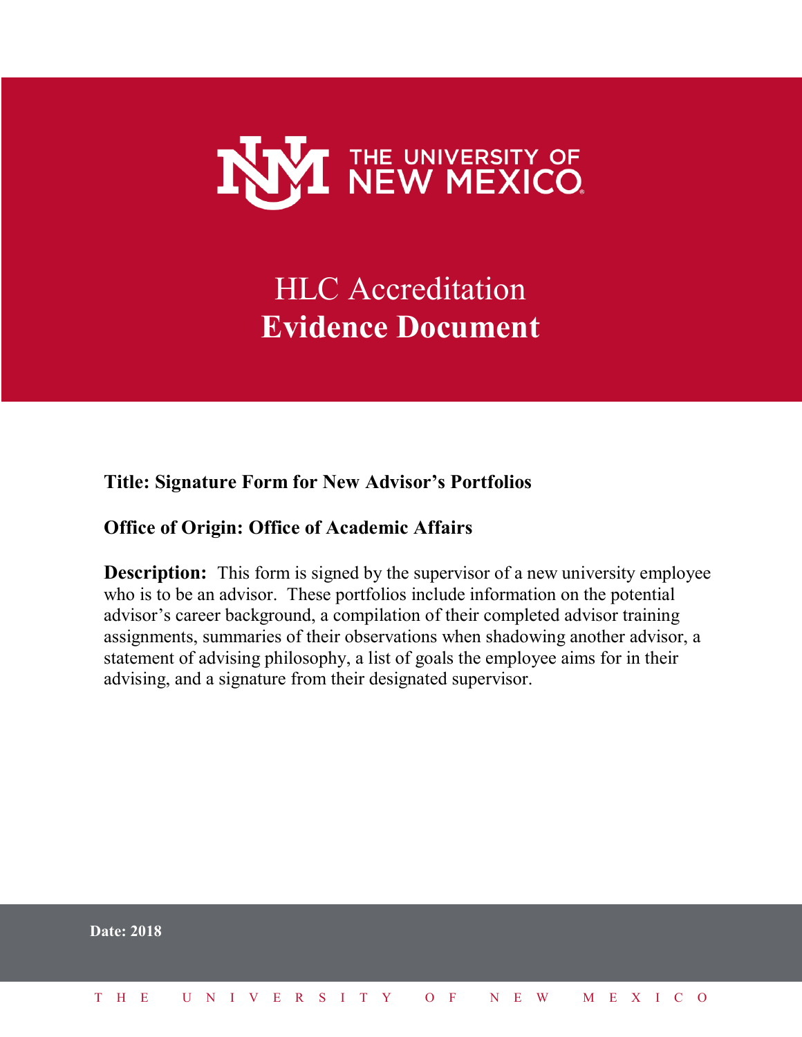THE UNIVERSITY OF NEW MEXICO

# HLC Accreditation
# **Evidence Document**

**Title: Signature Form for New Advisor's Portfolios**

**Office of Origin: Office of Academic Affairs**

**Description:** This form is signed by the supervisor of a new university employee who is to be an advisor. These portfolios include information on the potential advisor's career background, a compilation of their completed advisor training assignments, summaries of their observations when shadowing another advisor, a statement of advising philosophy, a list of goals the employee aims for in their advising, and a signature from their designated supervisor.

**Date: 2018**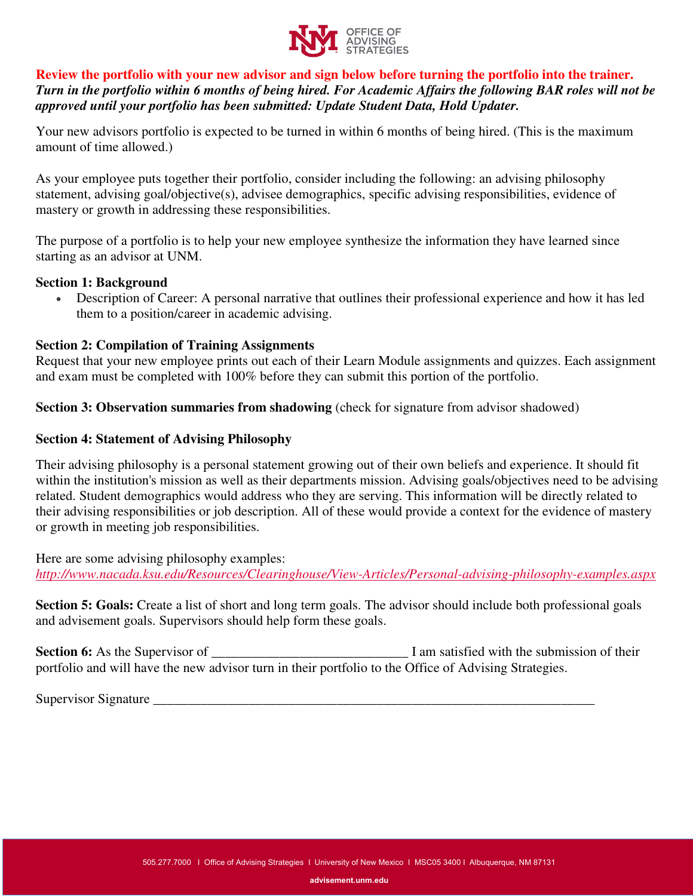**Review the portfolio with your new advisor and sign below before turning the portfolio into the trainer.**
***Turn in the portfolio within 6 months of being hired. For Academic Affairs the following BAR roles will not be approved until your portfolio has been submitted: Update Student Data, Hold Updater.***

Your new advisors portfolio is expected to be turned in within 6 months of being hired. (This is the maximum amount of time allowed.)

As your employee puts together their portfolio, consider including the following: an advising philosophy statement, advising goal/objective(s), advisee demographics, specific advising responsibilities, evidence of mastery or growth in addressing these responsibilities.

The purpose of a portfolio is to help your new employee synthesize the information they have learned since starting as an advisor at UNM.

**Section 1: Background**

- Description of Career: A personal narrative that outlines their professional experience and how it has led them to a position/career in academic advising.

**Section 2: Compilation of Training Assignments**
Request that your new employee prints out each of their Learn Module assignments and quizzes. Each assignment and exam must be completed with 100% before they can submit this portion of the portfolio.

**Section 3: Observation summaries from shadowing** (check for signature from advisor shadowed)

**Section 4: Statement of Advising Philosophy**

Their advising philosophy is a personal statement growing out of their own beliefs and experience. It should fit within the institution's mission as well as their departments mission. Advising goals/objectives need to be advising related. Student demographics would address who they are serving. This information will be directly related to their advising responsibilities or job description. All of these would provide a context for the evidence of mastery or growth in meeting job responsibilities.

Here are some advising philosophy examples:
*http://www.nacada.ksu.edu/Resources/Clearinghouse/View-Articles/Personal-advising-philosophy-examples.aspx*

**Section 5: Goals:** Create a list of short and long term goals. The advisor should include both professional goals and advisement goals. Supervisors should help form these goals.

**Section 6:** As the Supervisor of _____________________________ I am satisfied with the submission of their portfolio and will have the new advisor turn in their portfolio to the Office of Advising Strategies.

Supervisor Signature ____________________________________________________________________